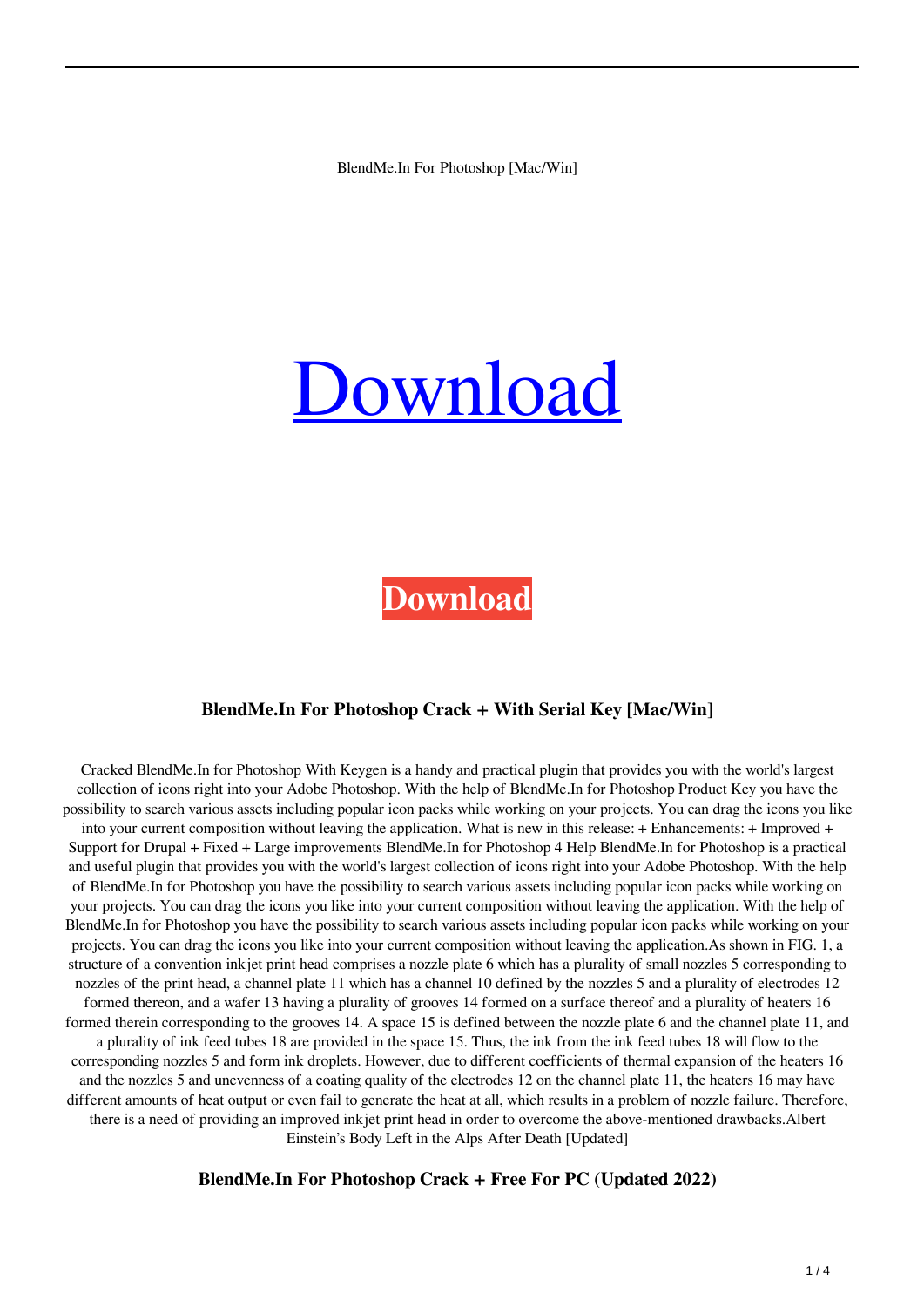BlendMe.In For Photoshop [Mac/Win]

# [Download](#)

**Download**

### BlendMe.In For Photoshop Crack + With Serial Key [Mac/Win]

Cracked BlendMe.In for Photoshop With Keygen is a handy and practical plugin that provides you with the world's largest collection of icons right into your Adobe Photoshop. With the help of BlendMe.In for Photoshop Product Key you have the possibility to search various assets including popular icon packs while working on your projects. You can drag the icons you like into your current composition without leaving the application. What is new in this release: + Enhancements: + Improved + Support for Drupal + Fixed + Large improvements BlendMe.In for Photoshop 4 Help BlendMe.In for Photoshop is a practical and useful plugin that provides you with the world's largest collection of icons right into your Adobe Photoshop. With the help of BlendMe.In for Photoshop you have the possibility to search various assets including popular icon packs while working on your projects. You can drag the icons you like into your current composition without leaving the application. With the help of BlendMe.In for Photoshop you have the possibility to search various assets including popular icon packs while working on your projects. You can drag the icons you like into your current composition without leaving the application.As shown in FIG. 1, a structure of a convention inkjet print head comprises a nozzle plate 6 which has a plurality of small nozzles 5 corresponding to nozzles of the print head, a channel plate 11 which has a channel 10 defined by the nozzles 5 and a plurality of electrodes 12 formed thereon, and a wafer 13 having a plurality of grooves 14 formed on a surface thereof and a plurality of heaters 16 formed therein corresponding to the grooves 14. A space 15 is defined between the nozzle plate 6 and the channel plate 11, and a plurality of ink feed tubes 18 are provided in the space 15. Thus, the ink from the ink feed tubes 18 will flow to the corresponding nozzles 5 and form ink droplets. However, due to different coefficients of thermal expansion of the heaters 16 and the nozzles 5 and unevenness of a coating quality of the electrodes 12 on the channel plate 11, the heaters 16 may have different amounts of heat output or even fail to generate the heat at all, which results in a problem of nozzle failure. Therefore, there is a need of providing an improved inkjet print head in order to overcome the above-mentioned drawbacks.Albert Einstein's Body Left in the Alps After Death [Updated]

### BlendMe.In For Photoshop Crack + Free For PC (Updated 2022)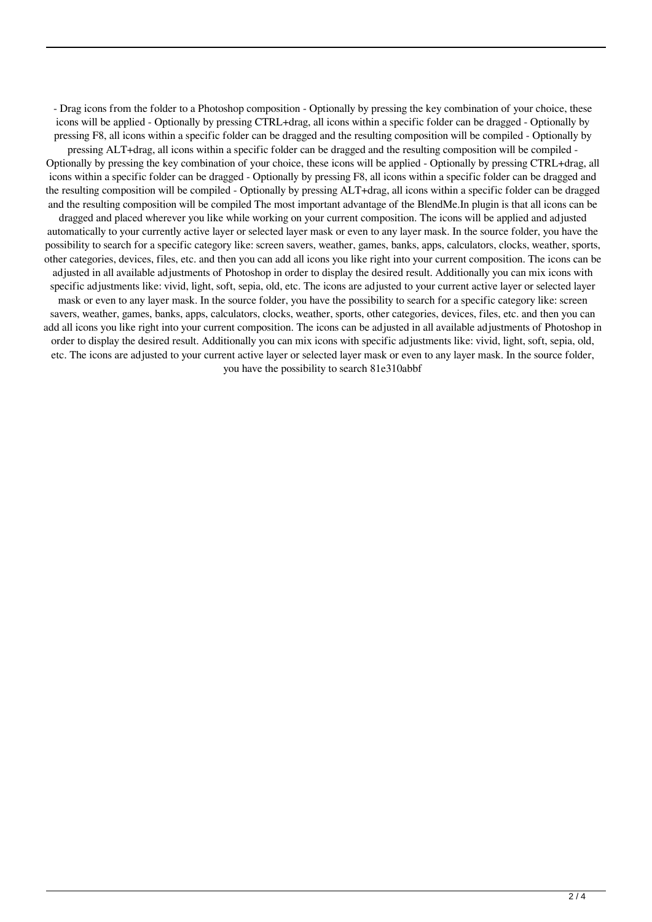- Drag icons from the folder to a Photoshop composition - Optionally by pressing the key combination of your choice, these icons will be applied - Optionally by pressing CTRL+drag, all icons within a specific folder can be dragged - Optionally by pressing F8, all icons within a specific folder can be dragged and the resulting composition will be compiled - Optionally by pressing ALT+drag, all icons within a specific folder can be dragged and the resulting composition will be compiled - Optionally by pressing the key combination of your choice, these icons will be applied - Optionally by pressing CTRL+drag, all icons within a specific folder can be dragged - Optionally by pressing F8, all icons within a specific folder can be dragged and the resulting composition will be compiled - Optionally by pressing ALT+drag, all icons within a specific folder can be dragged and the resulting composition will be compiled The most important advantage of the BlendMe.In plugin is that all icons can be dragged and placed wherever you like while working on your current composition. The icons will be applied and adjusted automatically to your currently active layer or selected layer mask or even to any layer mask. In the source folder, you have the possibility to search for a specific category like: screen savers, weather, games, banks, apps, calculators, clocks, weather, sports, other categories, devices, files, etc. and then you can add all icons you like right into your current composition. The icons can be adjusted in all available adjustments of Photoshop in order to display the desired result. Additionally you can mix icons with specific adjustments like: vivid, light, soft, sepia, old, etc. The icons are adjusted to your current active layer or selected layer mask or even to any layer mask. In the source folder, you have the possibility to search for a specific category like: screen savers, weather, games, banks, apps, calculators, clocks, weather, sports, other categories, devices, files, etc. and then you can add all icons you like right into your current composition. The icons can be adjusted in all available adjustments of Photoshop in order to display the desired result. Additionally you can mix icons with specific adjustments like: vivid, light, soft, sepia, old, etc. The icons are adjusted to your current active layer or selected layer mask or even to any layer mask. In the source folder, you have the possibility to search 81e310abbf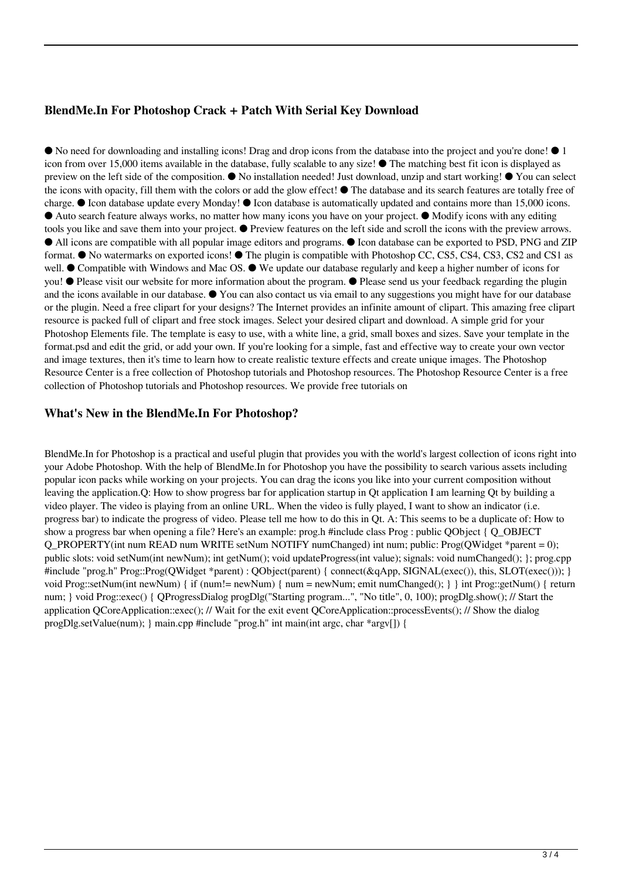## BlendMe.In For Photoshop Crack + Patch With Serial Key Download

● No need for downloading and installing icons! Drag and drop icons from the database into the project and you're done! ● 1 icon from over 15,000 items available in the database, fully scalable to any size! ● The matching best fit icon is displayed as preview on the left side of the composition. ● No installation needed! Just download, unzip and start working! ● You can select the icons with opacity, fill them with the colors or add the glow effect! ● The database and its search features are totally free of charge. ● Icon database update every Monday! ● Icon database is automatically updated and contains more than 15,000 icons. ● Auto search feature always works, no matter how many icons you have on your project. ● Modify icons with any editing tools you like and save them into your project. ● Preview features on the left side and scroll the icons with the preview arrows. ● All icons are compatible with all popular image editors and programs. ● Icon database can be exported to PSD, PNG and ZIP format. ● No watermarks on exported icons! ● The plugin is compatible with Photoshop CC, CS5, CS4, CS3, CS2 and CS1 as well. ● Compatible with Windows and Mac OS. ● We update our database regularly and keep a higher number of icons for you! ● Please visit our website for more information about the program. ● Please send us your feedback regarding the plugin and the icons available in our database. ● You can also contact us via email to any suggestions you might have for our database or the plugin. Need a free clipart for your designs? The Internet provides an infinite amount of clipart. This amazing free clipart resource is packed full of clipart and free stock images. Select your desired clipart and download. A simple grid for your Photoshop Elements file. The template is easy to use, with a white line, a grid, small boxes and sizes. Save your template in the format.psd and edit the grid, or add your own. If you're looking for a simple, fast and effective way to create your own vector and image textures, then it's time to learn how to create realistic texture effects and create unique images. The Photoshop Resource Center is a free collection of Photoshop tutorials and Photoshop resources. The Photoshop Resource Center is a free collection of Photoshop tutorials and Photoshop resources. We provide free tutorials on

## What's New in the BlendMe.In For Photoshop?

BlendMe.In for Photoshop is a practical and useful plugin that provides you with the world's largest collection of icons right into your Adobe Photoshop. With the help of BlendMe.In for Photoshop you have the possibility to search various assets including popular icon packs while working on your projects. You can drag the icons you like into your current composition without leaving the application.Q: How to show progress bar for application startup in Qt application I am learning Qt by building a video player. The video is playing from an online URL. When the video is fully played, I want to show an indicator (i.e. progress bar) to indicate the progress of video. Please tell me how to do this in Qt. A: This seems to be a duplicate of: How to show a progress bar when opening a file? Here's an example: prog.h #include class Prog : public QObject { Q_OBJECT Q_PROPERTY(int num READ num WRITE setNum NOTIFY numChanged) int num; public: Prog(QWidget *parent = 0); public slots: void setNum(int newNum); int getNum(); void updateProgress(int value); signals: void numChanged(); }; prog.cpp #include "prog.h" Prog::Prog(QWidget *parent) : QObject(parent) { connect(&qApp, SIGNAL(exec()), this, SLOT(exec())); } void Prog::setNum(int newNum) { if (num!= newNum) { num = newNum; emit numChanged(); } } int Prog::getNum() { return num; } void Prog::exec() { QProgressDialog progDlg("Starting program...", "No title", 0, 100); progDlg.show(); // Start the application QCoreApplication::exec(); // Wait for the exit event QCoreApplication::processEvents(); // Show the dialog progDlg.setValue(num); } main.cpp #include "prog.h" int main(int argc, char *argv[]) {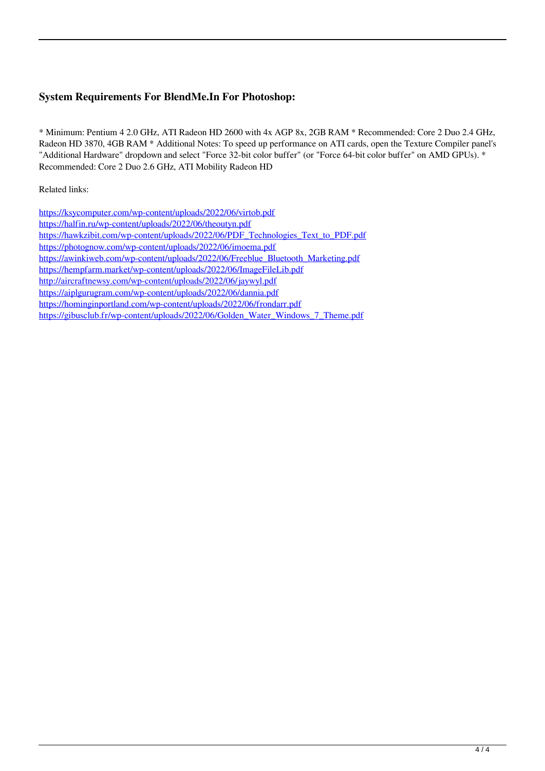### System Requirements For BlendMe.In For Photoshop:

* Minimum: Pentium 4 2.0 GHz, ATI Radeon HD 2600 with 4x AGP 8x, 2GB RAM * Recommended: Core 2 Duo 2.4 GHz, Radeon HD 3870, 4GB RAM * Additional Notes: To speed up performance on ATI cards, open the Texture Compiler panel's "Additional Hardware" dropdown and select "Force 32-bit color buffer" (or "Force 64-bit color buffer" on AMD GPUs). * Recommended: Core 2 Duo 2.6 GHz, ATI Mobility Radeon HD

Related links:

https://ksycomputer.com/wp-content/uploads/2022/06/virtob.pdf
https://halfin.ru/wp-content/uploads/2022/06/theoutyn.pdf
https://hawkzibit.com/wp-content/uploads/2022/06/PDF_Technologies_Text_to_PDF.pdf
https://photognow.com/wp-content/uploads/2022/06/imoema.pdf
https://awinkiweb.com/wp-content/uploads/2022/06/Freeblue_Bluetooth_Marketing.pdf
https://hempfarm.market/wp-content/uploads/2022/06/ImageFileLib.pdf
http://aircraftnewsy.com/wp-content/uploads/2022/06/jaywyl.pdf
https://aiplgurugram.com/wp-content/uploads/2022/06/dannia.pdf
https://hominginportland.com/wp-content/uploads/2022/06/frondarr.pdf
https://gibusclub.fr/wp-content/uploads/2022/06/Golden_Water_Windows_7_Theme.pdf